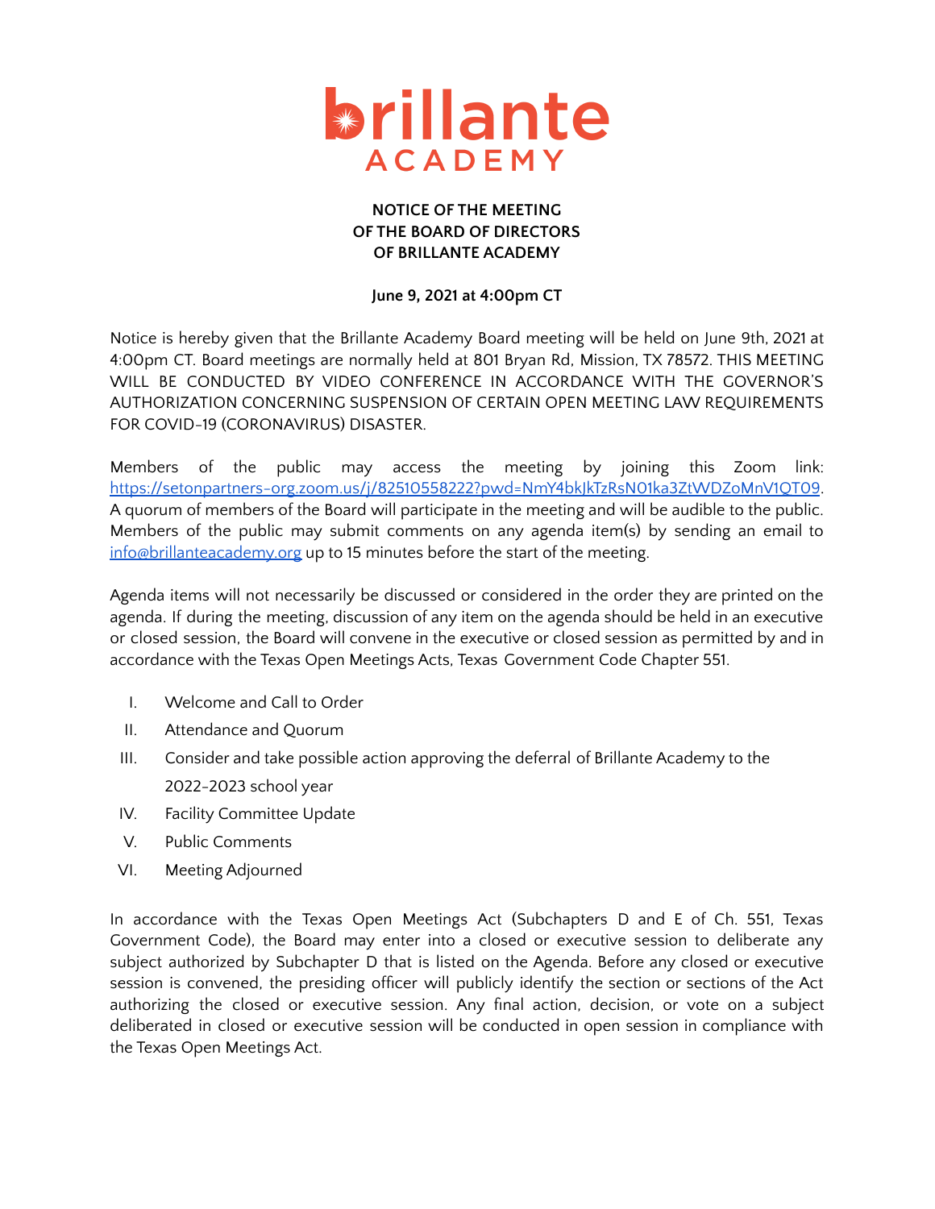# brillante ACADEMY

**NOTICE OF THE MEETING**
**OF THE BOARD OF DIRECTORS**
**OF BRILLANTE ACADEMY**

**June 9, 2021 at 4:00pm CT**

Notice is hereby given that the Brillante Academy Board meeting will be held on June 9th, 2021 at 4:00pm CT. Board meetings are normally held at 801 Bryan Rd, Mission, TX 78572. THIS MEETING WILL BE CONDUCTED BY VIDEO CONFERENCE IN ACCORDANCE WITH THE GOVERNOR'S AUTHORIZATION CONCERNING SUSPENSION OF CERTAIN OPEN MEETING LAW REQUIREMENTS FOR COVID-19 (CORONAVIRUS) DISASTER.

Members of the public may access the meeting by joining this Zoom link: [https://setonpartners-org.zoom.us/j/82510558222?pwd=NmY4bkJkTzRsN01ka3ZtWDZoMnV1QT09](https://setonpartners-org.zoom.us/j/82510558222?pwd=NmY4bkJkTzRsN01ka3ZtWDZoMnV1QT09). A quorum of members of the Board will participate in the meeting and will be audible to the public. Members of the public may submit comments on any agenda item(s) by sending an email to [info@brillanteacademy.org](mailto:info@brillanteacademy.org) up to 15 minutes before the start of the meeting.

Agenda items will not necessarily be discussed or considered in the order they are printed on the agenda. If during the meeting, discussion of any item on the agenda should be held in an executive or closed session, the Board will convene in the executive or closed session as permitted by and in accordance with the Texas Open Meetings Acts, Texas Government Code Chapter 551.

I. Welcome and Call to Order
II. Attendance and Quorum
III. Consider and take possible action approving the deferral of Brillante Academy to the 2022-2023 school year
IV. Facility Committee Update
V. Public Comments
VI. Meeting Adjourned

In accordance with the Texas Open Meetings Act (Subchapters D and E of Ch. 551, Texas Government Code), the Board may enter into a closed or executive session to deliberate any subject authorized by Subchapter D that is listed on the Agenda. Before any closed or executive session is convened, the presiding officer will publicly identify the section or sections of the Act authorizing the closed or executive session. Any final action, decision, or vote on a subject deliberated in closed or executive session will be conducted in open session in compliance with the Texas Open Meetings Act.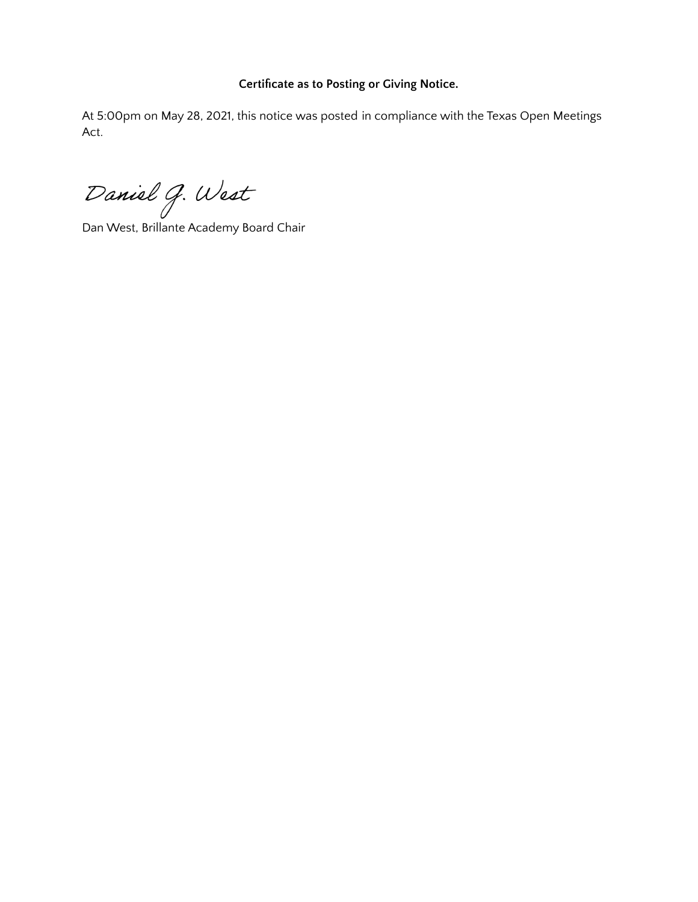**Certificate as to Posting or Giving Notice.**

At 5:00pm on May 28, 2021, this notice was posted in compliance with the Texas Open Meetings Act.

*Daniel J. West*

Dan West, Brillante Academy Board Chair